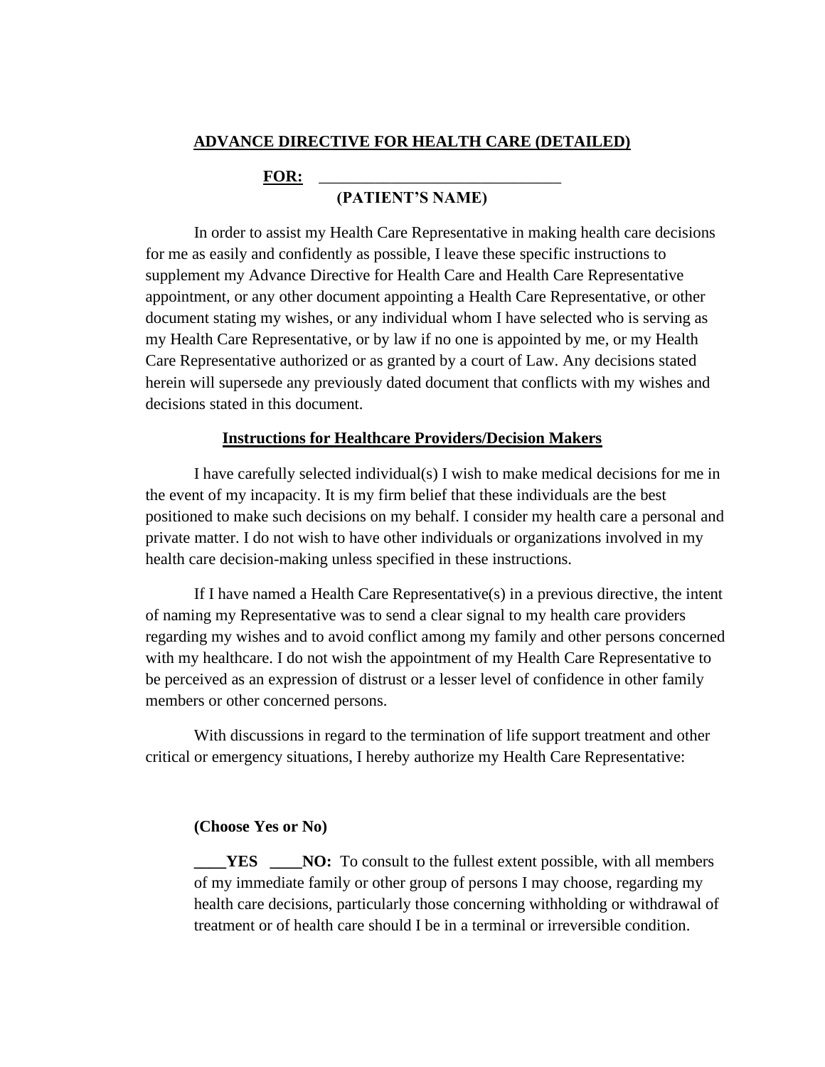**ADVANCE DIRECTIVE FOR HEALTH CARE (DETAILED)**

**FOR:** ______________________________
**(PATIENT'S NAME)**

In order to assist my Health Care Representative in making health care decisions for me as easily and confidently as possible, I leave these specific instructions to supplement my Advance Directive for Health Care and Health Care Representative appointment, or any other document appointing a Health Care Representative, or other document stating my wishes, or any individual whom I have selected who is serving as my Health Care Representative, or by law if no one is appointed by me, or my Health Care Representative authorized or as granted by a court of Law. Any decisions stated herein will supersede any previously dated document that conflicts with my wishes and decisions stated in this document.

**Instructions for Healthcare Providers/Decision Makers**

I have carefully selected individual(s) I wish to make medical decisions for me in the event of my incapacity. It is my firm belief that these individuals are the best positioned to make such decisions on my behalf. I consider my health care a personal and private matter. I do not wish to have other individuals or organizations involved in my health care decision-making unless specified in these instructions.

If I have named a Health Care Representative(s) in a previous directive, the intent of naming my Representative was to send a clear signal to my health care providers regarding my wishes and to avoid conflict among my family and other persons concerned with my healthcare. I do not wish the appointment of my Health Care Representative to be perceived as an expression of distrust or a lesser level of confidence in other family members or other concerned persons.

With discussions in regard to the termination of life support treatment and other critical or emergency situations, I hereby authorize my Health Care Representative:

**(Choose Yes or No)**

**____YES ____NO:** To consult to the fullest extent possible, with all members of my immediate family or other group of persons I may choose, regarding my health care decisions, particularly those concerning withholding or withdrawal of treatment or of health care should I be in a terminal or irreversible condition.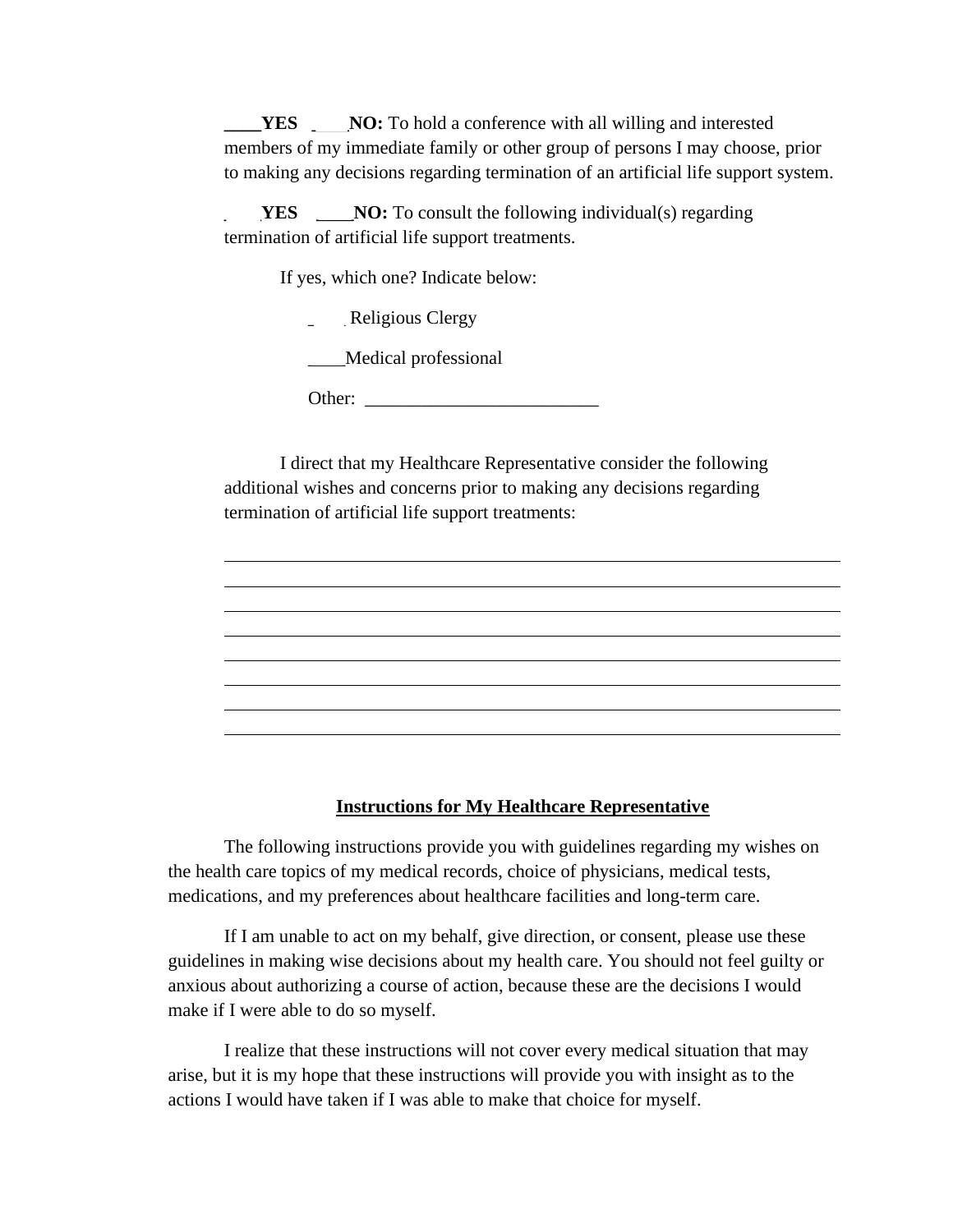**\_\_\_\_YES \_\_\_\_NO:** To hold a conference with all willing and interested members of my immediate family or other group of persons I may choose, prior to making any decisions regarding termination of an artificial life support system.

**\_\_\_\_YES \_\_\_\_NO:** To consult the following individual(s) regarding termination of artificial life support treatments.

If yes, which one? Indicate below:

\_\_\_\_ Religious Clergy

\_\_\_\_Medical professional

Other: \_\_\_\_\_\_\_\_\_\_\_\_\_\_\_\_\_\_\_\_\_\_\_\_\_\_

I direct that my Healthcare Representative consider the following additional wishes and concerns prior to making any decisions regarding termination of artificial life support treatments:

\_\_\_\_\_\_\_\_\_\_\_\_\_\_\_\_\_\_\_\_\_\_\_\_\_\_\_\_\_\_\_\_\_\_\_\_\_\_\_\_\_\_\_\_\_\_\_\_\_\_\_\_\_\_\_\_\_\_\_\_\_\_\_\_\_\_\_\_\_\_

\_\_\_\_\_\_\_\_\_\_\_\_\_\_\_\_\_\_\_\_\_\_\_\_\_\_\_\_\_\_\_\_\_\_\_\_\_\_\_\_\_\_\_\_\_\_\_\_\_\_\_\_\_\_\_\_\_\_\_\_\_\_\_\_\_\_\_\_\_\_

\_\_\_\_\_\_\_\_\_\_\_\_\_\_\_\_\_\_\_\_\_\_\_\_\_\_\_\_\_\_\_\_\_\_\_\_\_\_\_\_\_\_\_\_\_\_\_\_\_\_\_\_\_\_\_\_\_\_\_\_\_\_\_\_\_\_\_\_\_\_

\_\_\_\_\_\_\_\_\_\_\_\_\_\_\_\_\_\_\_\_\_\_\_\_\_\_\_\_\_\_\_\_\_\_\_\_\_\_\_\_\_\_\_\_\_\_\_\_\_\_\_\_\_\_\_\_\_\_\_\_\_\_\_\_\_\_\_\_\_\_

\_\_\_\_\_\_\_\_\_\_\_\_\_\_\_\_\_\_\_\_\_\_\_\_\_\_\_\_\_\_\_\_\_\_\_\_\_\_\_\_\_\_\_\_\_\_\_\_\_\_\_\_\_\_\_\_\_\_\_\_\_\_\_\_\_\_\_\_\_\_

\_\_\_\_\_\_\_\_\_\_\_\_\_\_\_\_\_\_\_\_\_\_\_\_\_\_\_\_\_\_\_\_\_\_\_\_\_\_\_\_\_\_\_\_\_\_\_\_\_\_\_\_\_\_\_\_\_\_\_\_\_\_\_\_\_\_\_\_\_\_

\_\_\_\_\_\_\_\_\_\_\_\_\_\_\_\_\_\_\_\_\_\_\_\_\_\_\_\_\_\_\_\_\_\_\_\_\_\_\_\_\_\_\_\_\_\_\_\_\_\_\_\_\_\_\_\_\_\_\_\_\_\_\_\_\_\_\_\_\_\_

\_\_\_\_\_\_\_\_\_\_\_\_\_\_\_\_\_\_\_\_\_\_\_\_\_\_\_\_\_\_\_\_\_\_\_\_\_\_\_\_\_\_\_\_\_\_\_\_\_\_\_\_\_\_\_\_\_\_\_\_\_\_\_\_\_\_\_\_\_\_

## Instructions for My Healthcare Representative

The following instructions provide you with guidelines regarding my wishes on the health care topics of my medical records, choice of physicians, medical tests, medications, and my preferences about healthcare facilities and long-term care.

If I am unable to act on my behalf, give direction, or consent, please use these guidelines in making wise decisions about my health care. You should not feel guilty or anxious about authorizing a course of action, because these are the decisions I would make if I were able to do so myself.

I realize that these instructions will not cover every medical situation that may arise, but it is my hope that these instructions will provide you with insight as to the actions I would have taken if I was able to make that choice for myself.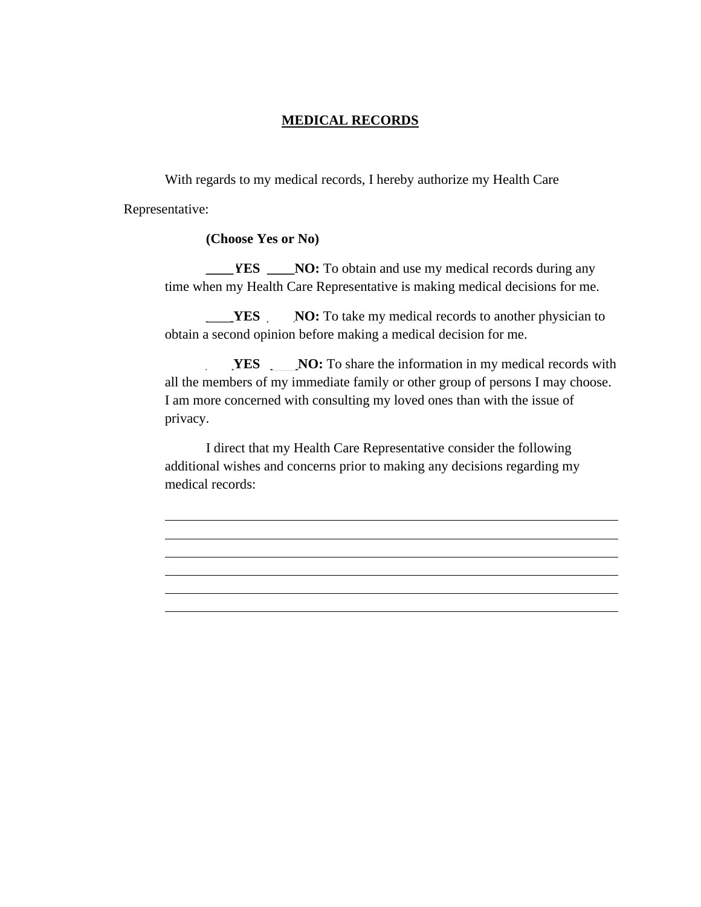# MEDICAL RECORDS

With regards to my medical records, I hereby authorize my Health Care Representative:

**(Choose Yes or No)**

**____YES ____NO:** To obtain and use my medical records during any time when my Health Care Representative is making medical decisions for me.

**____YES ____NO:** To take my medical records to another physician to obtain a second opinion before making a medical decision for me.

**____YES ____NO:** To share the information in my medical records with all the members of my immediate family or other group of persons I may choose. I am more concerned with consulting my loved ones than with the issue of privacy.

I direct that my Health Care Representative consider the following additional wishes and concerns prior to making any decisions regarding my medical records:

______________________________________________________________________

______________________________________________________________________

______________________________________________________________________

______________________________________________________________________

______________________________________________________________________

______________________________________________________________________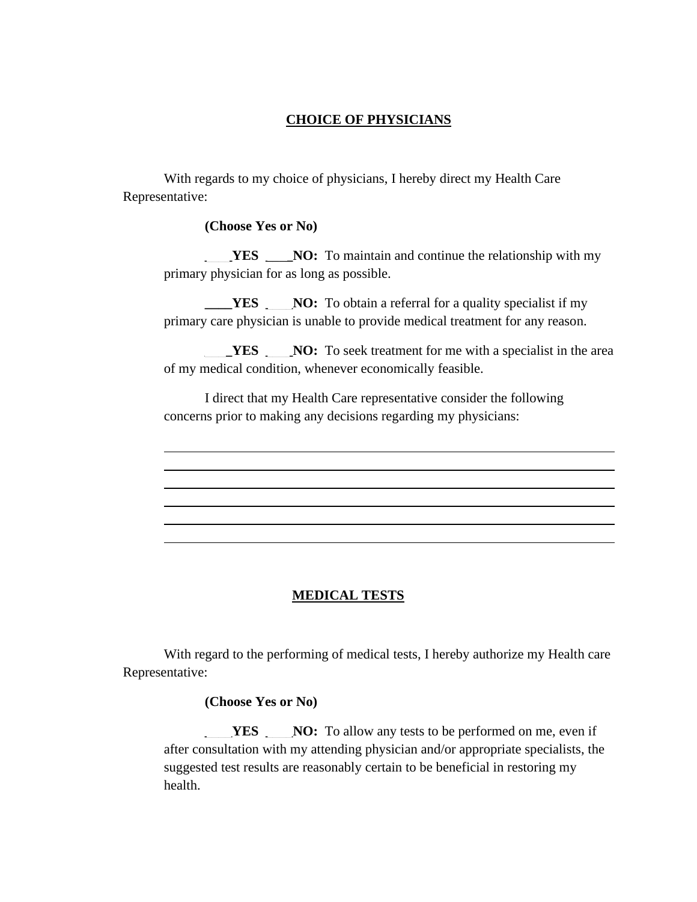## CHOICE OF PHYSICIANS

With regards to my choice of physicians, I hereby direct my Health Care Representative:

**(Choose Yes or No)**

____**YES** ____**NO:** To maintain and continue the relationship with my primary physician for as long as possible.

____**YES** ____**NO:** To obtain a referral for a quality specialist if my primary care physician is unable to provide medical treatment for any reason.

____**YES** ____**NO:** To seek treatment for me with a specialist in the area of my medical condition, whenever economically feasible.

I direct that my Health Care representative consider the following concerns prior to making any decisions regarding my physicians:

______________________________________________________________________
______________________________________________________________________
______________________________________________________________________
______________________________________________________________________
______________________________________________________________________
______________________________________________________________________

## MEDICAL TESTS

With regard to the performing of medical tests, I hereby authorize my Health care Representative:

**(Choose Yes or No)**

____**YES** ____**NO:** To allow any tests to be performed on me, even if after consultation with my attending physician and/or appropriate specialists, the suggested test results are reasonably certain to be beneficial in restoring my health.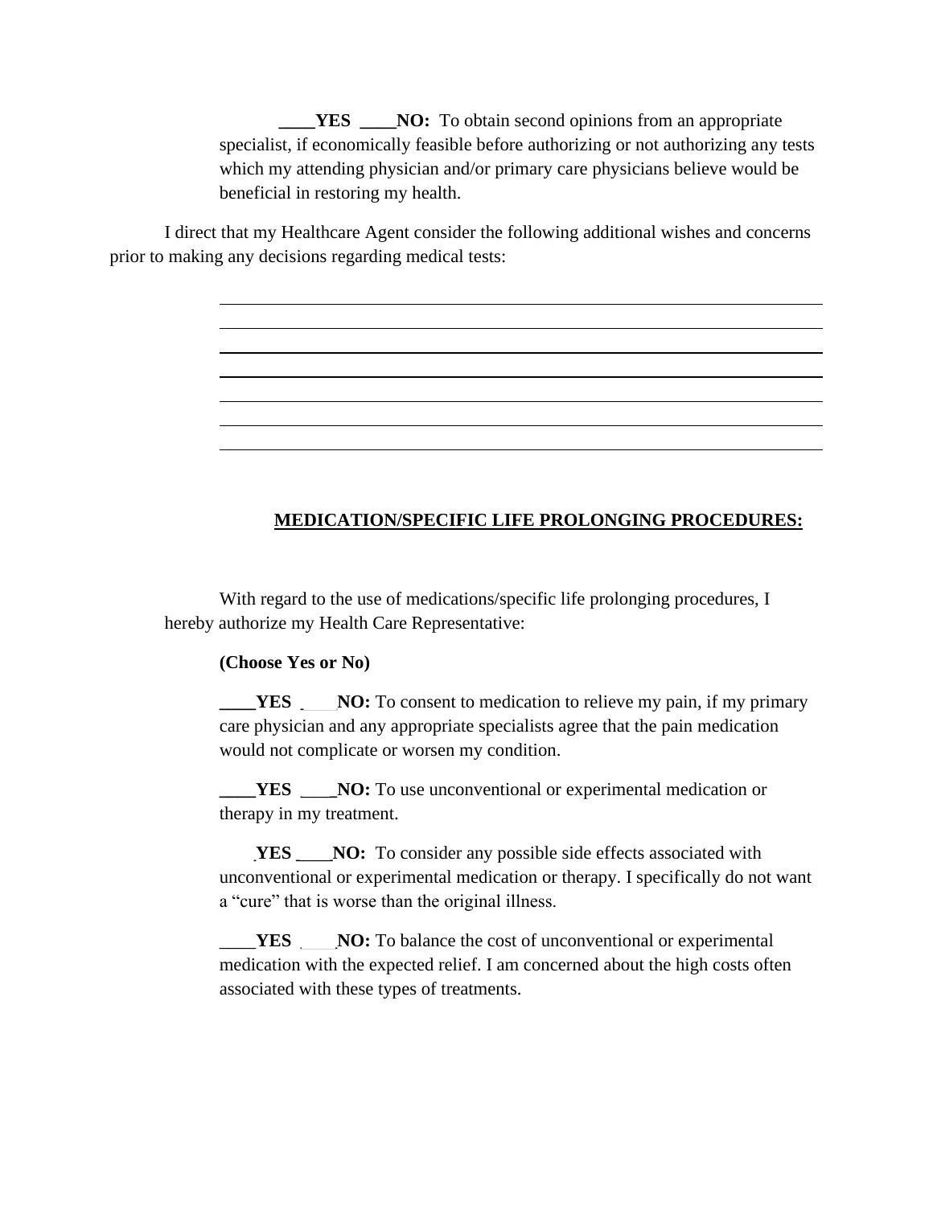**____YES ____NO:** To obtain second opinions from an appropriate specialist, if economically feasible before authorizing or not authorizing any tests which my attending physician and/or primary care physicians believe would be beneficial in restoring my health.

I direct that my Healthcare Agent consider the following additional wishes and concerns prior to making any decisions regarding medical tests:

______________________________________________________________________

______________________________________________________________________

______________________________________________________________________

______________________________________________________________________

______________________________________________________________________

______________________________________________________________________

______________________________________________________________________

## MEDICATION/SPECIFIC LIFE PROLONGING PROCEDURES:

With regard to the use of medications/specific life prolonging procedures, I hereby authorize my Health Care Representative:

**(Choose Yes or No)**

**____YES ____NO:** To consent to medication to relieve my pain, if my primary care physician and any appropriate specialists agree that the pain medication would not complicate or worsen my condition.

**____YES ____NO:** To use unconventional or experimental medication or therapy in my treatment.

**____YES ____NO:** To consider any possible side effects associated with unconventional or experimental medication or therapy. I specifically do not want a "cure" that is worse than the original illness.

**____YES ____NO:** To balance the cost of unconventional or experimental medication with the expected relief. I am concerned about the high costs often associated with these types of treatments.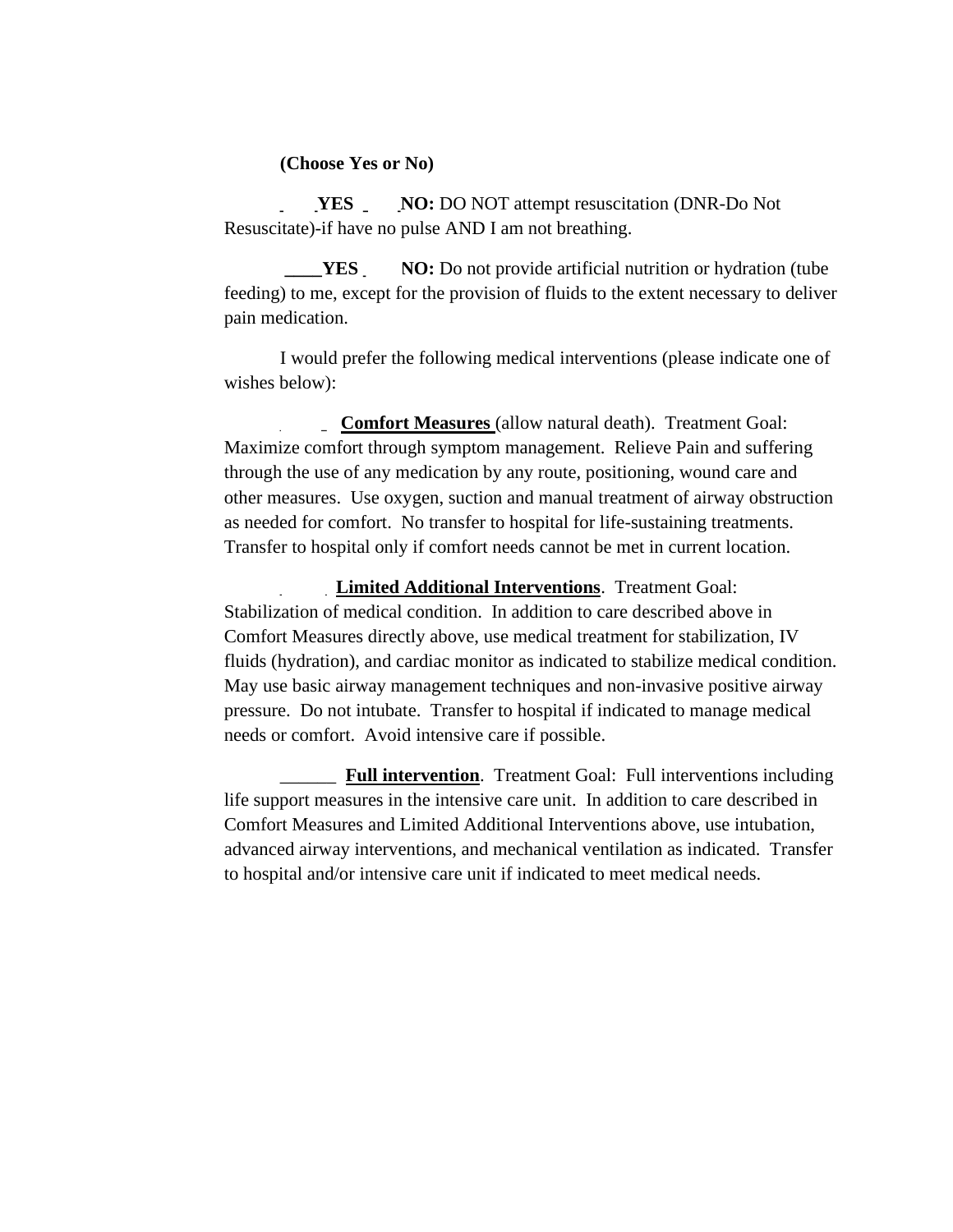**(Choose Yes or No)**

**_____YES _____NO:** DO NOT attempt resuscitation (DNR-Do Not Resuscitate)-if have no pulse AND I am not breathing.

**____YES _____NO:** Do not provide artificial nutrition or hydration (tube feeding) to me, except for the provision of fluids to the extent necessary to deliver pain medication.

I would prefer the following medical interventions (please indicate one of wishes below):

______ **Comfort Measures** (allow natural death). Treatment Goal: Maximize comfort through symptom management. Relieve Pain and suffering through the use of any medication by any route, positioning, wound care and other measures. Use oxygen, suction and manual treatment of airway obstruction as needed for comfort. No transfer to hospital for life-sustaining treatments. Transfer to hospital only if comfort needs cannot be met in current location.

______ **Limited Additional Interventions**. Treatment Goal: Stabilization of medical condition. In addition to care described above in Comfort Measures directly above, use medical treatment for stabilization, IV fluids (hydration), and cardiac monitor as indicated to stabilize medical condition. May use basic airway management techniques and non-invasive positive airway pressure. Do not intubate. Transfer to hospital if indicated to manage medical needs or comfort. Avoid intensive care if possible.

______ **Full intervention**. Treatment Goal: Full interventions including life support measures in the intensive care unit. In addition to care described in Comfort Measures and Limited Additional Interventions above, use intubation, advanced airway interventions, and mechanical ventilation as indicated. Transfer to hospital and/or intensive care unit if indicated to meet medical needs.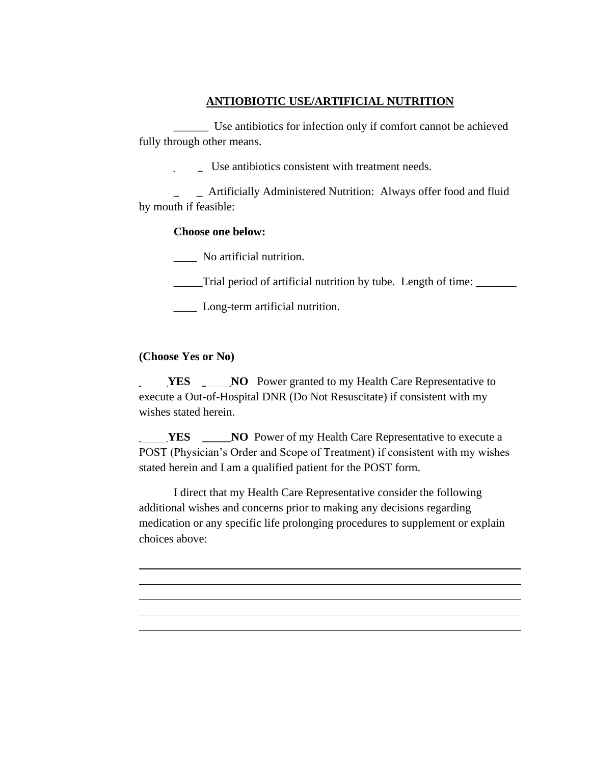**ANTIOBIOTIC USE/ARTIFICIAL NUTRITION**

______ Use antibiotics for infection only if comfort cannot be achieved fully through other means.

_ _ Use antibiotics consistent with treatment needs.

_ _ Artificially Administered Nutrition: Always offer food and fluid by mouth if feasible:

**Choose one below:**

____ No artificial nutrition.

_____Trial period of artificial nutrition by tube. Length of time: _______

____ Long-term artificial nutrition.

**(Choose Yes or No)**

_ **YES** _ **NO** Power granted to my Health Care Representative to execute a Out-of-Hospital DNR (Do Not Resuscitate) if consistent with my wishes stated herein.

_ **YES** _____**NO** Power of my Health Care Representative to execute a POST (Physician's Order and Scope of Treatment) if consistent with my wishes stated herein and I am a qualified patient for the POST form.

I direct that my Health Care Representative consider the following additional wishes and concerns prior to making any decisions regarding medication or any specific life prolonging procedures to supplement or explain choices above:

______________________________________________________________________
______________________________________________________________________
______________________________________________________________________
______________________________________________________________________
______________________________________________________________________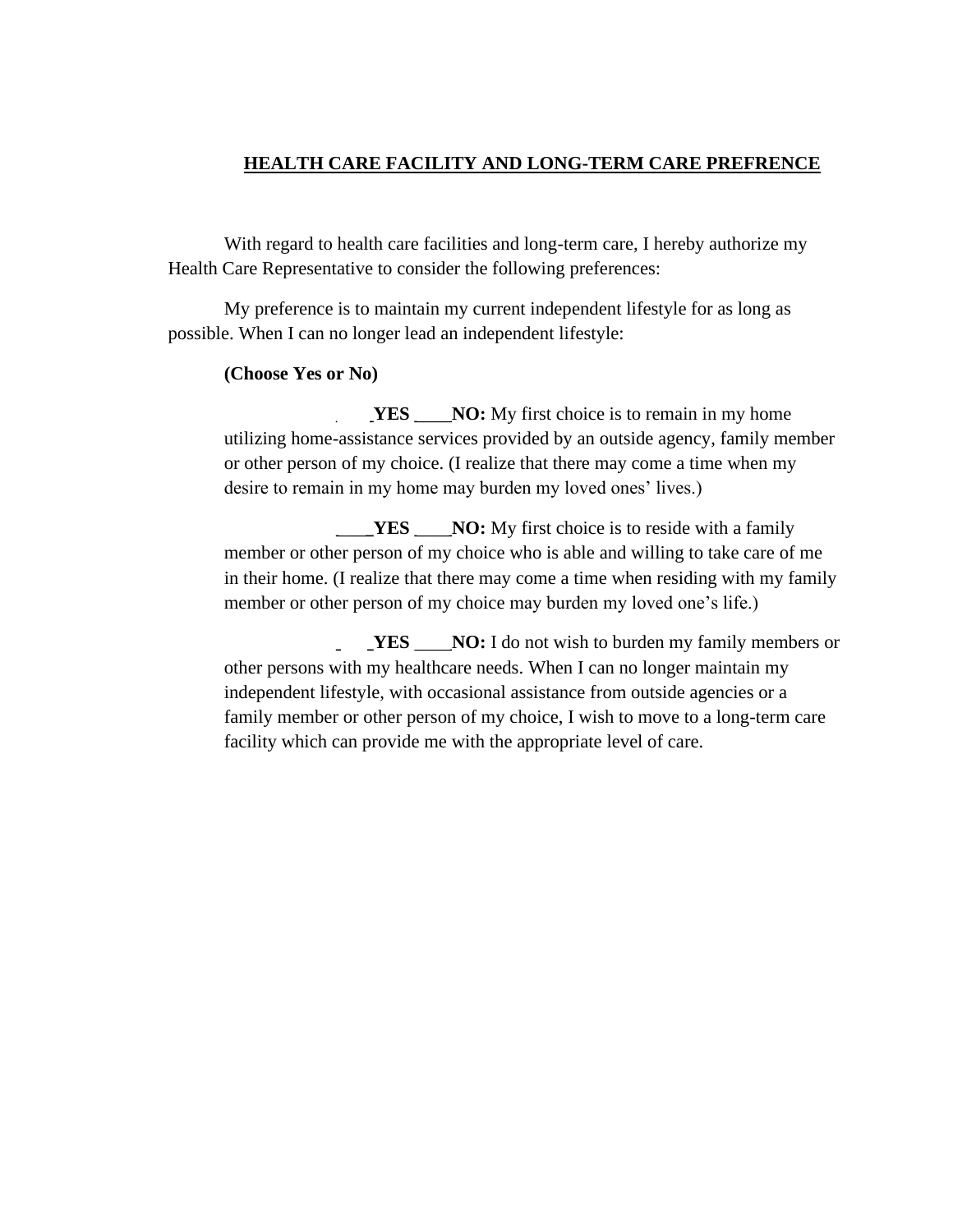## HEALTH CARE FACILITY AND LONG-TERM CARE PREFRENCE

With regard to health care facilities and long-term care, I hereby authorize my Health Care Representative to consider the following preferences:

My preference is to maintain my current independent lifestyle for as long as possible. When I can no longer lead an independent lifestyle:

**(Choose Yes or No)**

____**YES** ____**NO:** My first choice is to remain in my home utilizing home-assistance services provided by an outside agency, family member or other person of my choice. (I realize that there may come a time when my desire to remain in my home may burden my loved ones' lives.)

____**YES** ____**NO:** My first choice is to reside with a family member or other person of my choice who is able and willing to take care of me in their home. (I realize that there may come a time when residing with my family member or other person of my choice may burden my loved one's life.)

____**YES** ____**NO:** I do not wish to burden my family members or other persons with my healthcare needs. When I can no longer maintain my independent lifestyle, with occasional assistance from outside agencies or a family member or other person of my choice, I wish to move to a long-term care facility which can provide me with the appropriate level of care.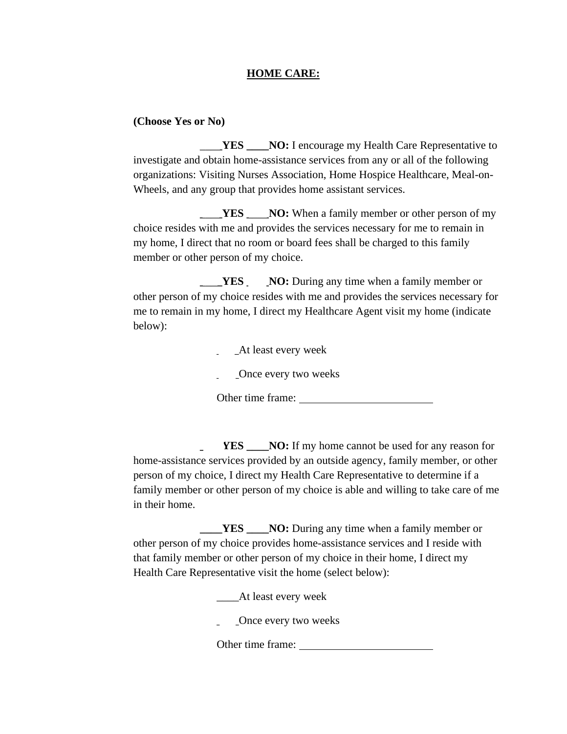**HOME CARE:**

**(Choose Yes or No)**

____**YES ____NO:** I encourage my Health Care Representative to investigate and obtain home-assistance services from any or all of the following organizations: Visiting Nurses Association, Home Hospice Healthcare, Meal-on-Wheels, and any group that provides home assistant services.

____**YES ____NO:** When a family member or other person of my choice resides with me and provides the services necessary for me to remain in my home, I direct that no room or board fees shall be charged to this family member or other person of my choice.

____**YES ____NO:** During any time when a family member or other person of my choice resides with me and provides the services necessary for me to remain in my home, I direct my Healthcare Agent visit my home (indicate below):

____At least every week

____Once every two weeks

Other time frame: ________________________

____**YES ____NO:** If my home cannot be used for any reason for home-assistance services provided by an outside agency, family member, or other person of my choice, I direct my Health Care Representative to determine if a family member or other person of my choice is able and willing to take care of me in their home.

____**YES ____NO:** During any time when a family member or other person of my choice provides home-assistance services and I reside with that family member or other person of my choice in their home, I direct my Health Care Representative visit the home (select below):

____At least every week

____Once every two weeks

Other time frame: ________________________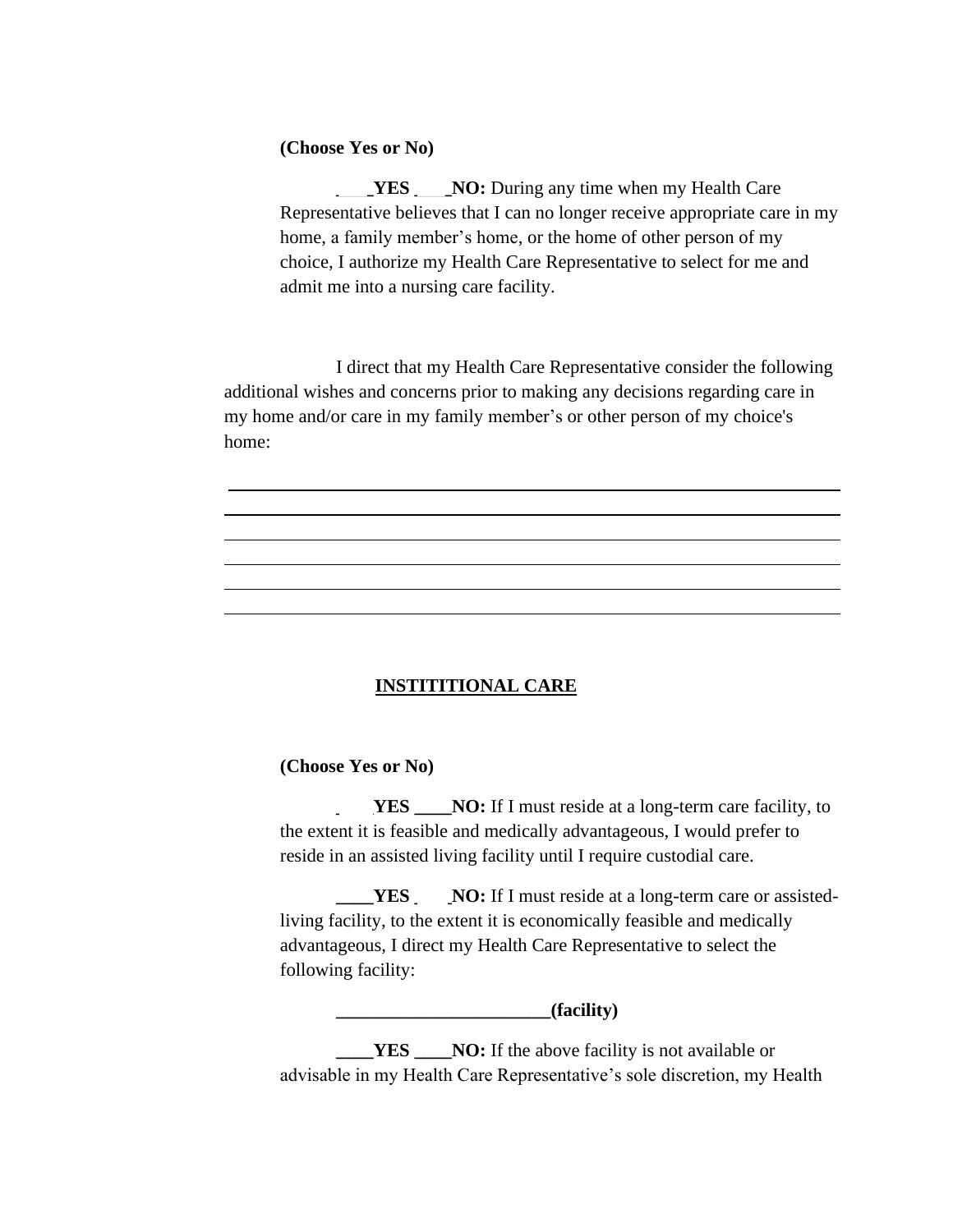**(Choose Yes or No)**

**____YES ____NO:** During any time when my Health Care Representative believes that I can no longer receive appropriate care in my home, a family member's home, or the home of other person of my choice, I authorize my Health Care Representative to select for me and admit me into a nursing care facility.

I direct that my Health Care Representative consider the following additional wishes and concerns prior to making any decisions regarding care in my home and/or care in my family member's or other person of my choice's home:

______________________________________________________________________

______________________________________________________________________

______________________________________________________________________

______________________________________________________________________

______________________________________________________________________

______________________________________________________________________

**INSTITITIONAL CARE**

**(Choose Yes or No)**

**____YES ____NO:** If I must reside at a long-term care facility, to the extent it is feasible and medically advantageous, I would prefer to reside in an assisted living facility until I require custodial care.

**____YES ____NO:** If I must reside at a long-term care or assisted-living facility, to the extent it is economically feasible and medically advantageous, I direct my Health Care Representative to select the following facility:

**_______________________(facility)**

**____YES ____NO:** If the above facility is not available or advisable in my Health Care Representative's sole discretion, my Health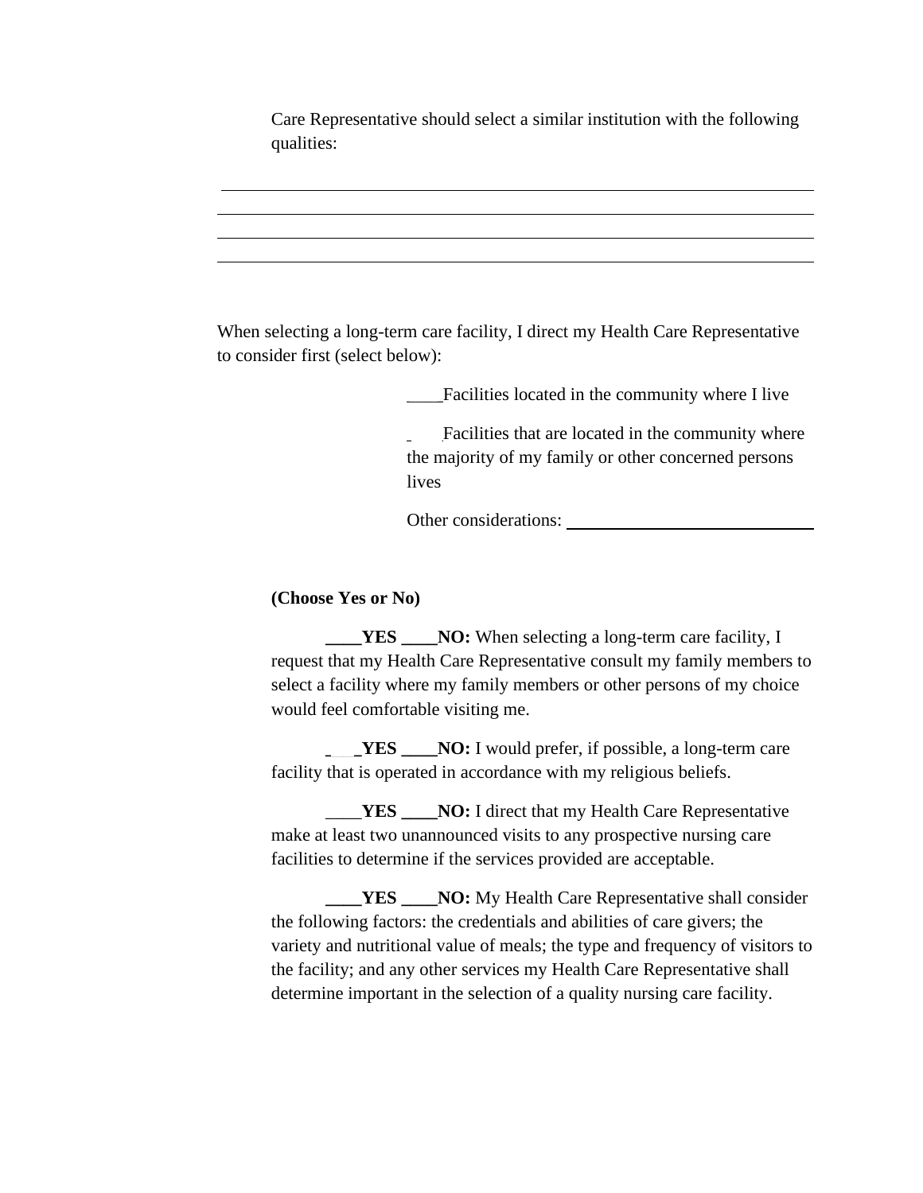Care Representative should select a similar institution with the following qualities:

\_\_\_\_\_\_\_\_\_\_\_\_\_\_\_\_\_\_\_\_\_\_\_\_\_\_\_\_\_\_\_\_\_\_\_\_\_\_\_\_\_\_\_\_\_\_\_\_\_\_\_\_\_\_\_\_\_\_\_\_\_\_\_\_\_\_\_\_\_\_\_\_

\_\_\_\_\_\_\_\_\_\_\_\_\_\_\_\_\_\_\_\_\_\_\_\_\_\_\_\_\_\_\_\_\_\_\_\_\_\_\_\_\_\_\_\_\_\_\_\_\_\_\_\_\_\_\_\_\_\_\_\_\_\_\_\_\_\_\_\_\_\_\_\_

\_\_\_\_\_\_\_\_\_\_\_\_\_\_\_\_\_\_\_\_\_\_\_\_\_\_\_\_\_\_\_\_\_\_\_\_\_\_\_\_\_\_\_\_\_\_\_\_\_\_\_\_\_\_\_\_\_\_\_\_\_\_\_\_\_\_\_\_\_\_\_\_

\_\_\_\_\_\_\_\_\_\_\_\_\_\_\_\_\_\_\_\_\_\_\_\_\_\_\_\_\_\_\_\_\_\_\_\_\_\_\_\_\_\_\_\_\_\_\_\_\_\_\_\_\_\_\_\_\_\_\_\_\_\_\_\_\_\_\_\_\_\_\_\_

When selecting a long-term care facility, I direct my Health Care Representative to consider first (select below):

\_\_\_\_Facilities located in the community where I live

\_\_\_\_Facilities that are located in the community where the majority of my family or other concerned persons lives

Other considerations: \_\_\_\_\_\_\_\_\_\_\_\_\_\_\_\_\_\_\_\_\_\_\_\_\_\_\_\_\_\_

**(Choose Yes or No)**

**\_\_\_\_YES \_\_\_\_NO:** When selecting a long-term care facility, I request that my Health Care Representative consult my family members to select a facility where my family members or other persons of my choice would feel comfortable visiting me.

**\_\_\_\_YES \_\_\_\_NO:** I would prefer, if possible, a long-term care facility that is operated in accordance with my religious beliefs.

**\_\_\_\_YES \_\_\_\_NO:** I direct that my Health Care Representative make at least two unannounced visits to any prospective nursing care facilities to determine if the services provided are acceptable.

**\_\_\_\_YES \_\_\_\_NO:** My Health Care Representative shall consider the following factors: the credentials and abilities of care givers; the variety and nutritional value of meals; the type and frequency of visitors to the facility; and any other services my Health Care Representative shall determine important in the selection of a quality nursing care facility.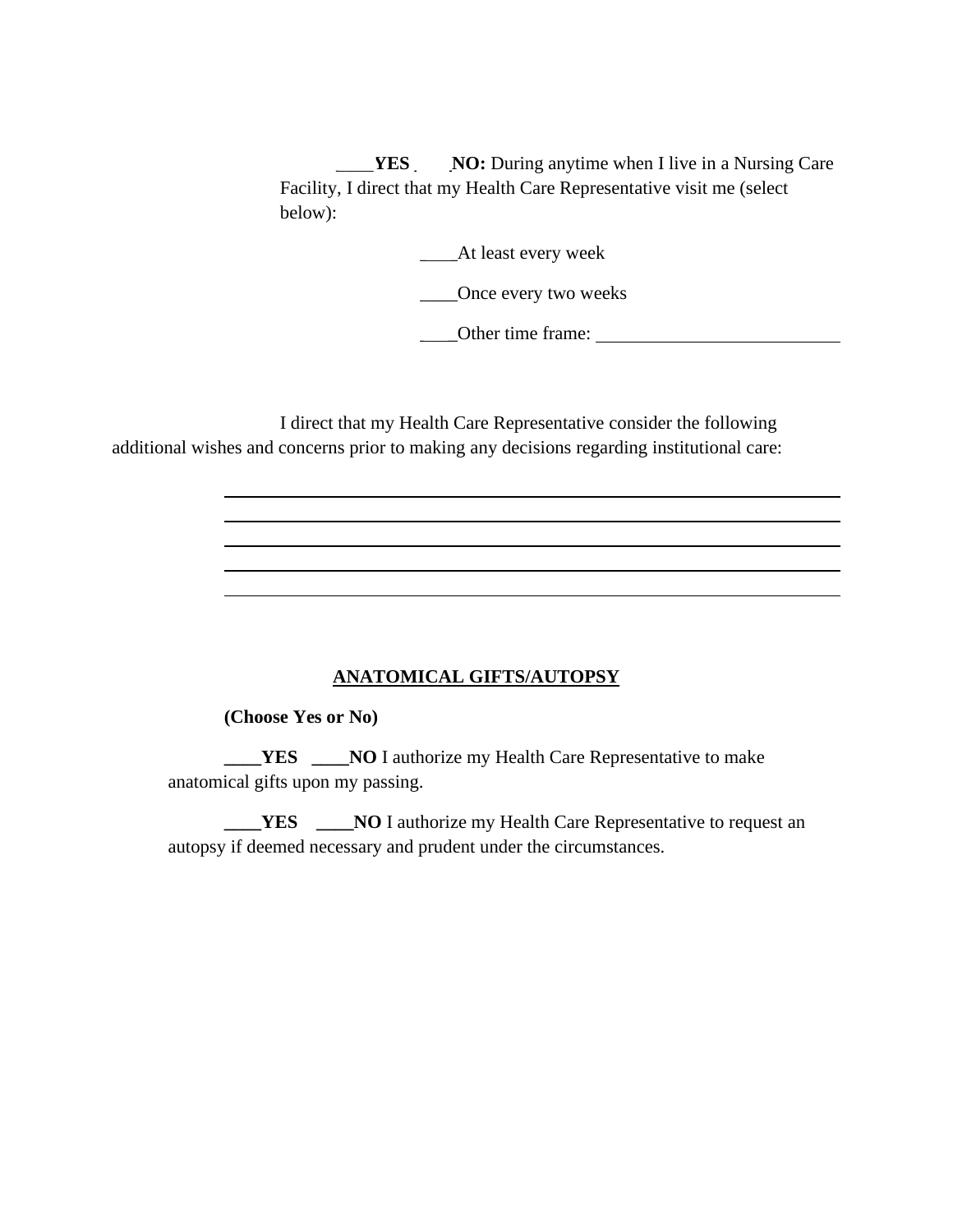____**YES** ____**NO:** During anytime when I live in a Nursing Care Facility, I direct that my Health Care Representative visit me (select below):

____At least every week

____Once every two weeks

____Other time frame: ____________________________

I direct that my Health Care Representative consider the following additional wishes and concerns prior to making any decisions regarding institutional care:

______________________________________________________________________

______________________________________________________________________

______________________________________________________________________

______________________________________________________________________

______________________________________________________________________

**ANATOMICAL GIFTS/AUTOPSY**

**(Choose Yes or No)**

**____YES** **____NO** I authorize my Health Care Representative to make anatomical gifts upon my passing.

**____YES** **____NO** I authorize my Health Care Representative to request an autopsy if deemed necessary and prudent under the circumstances.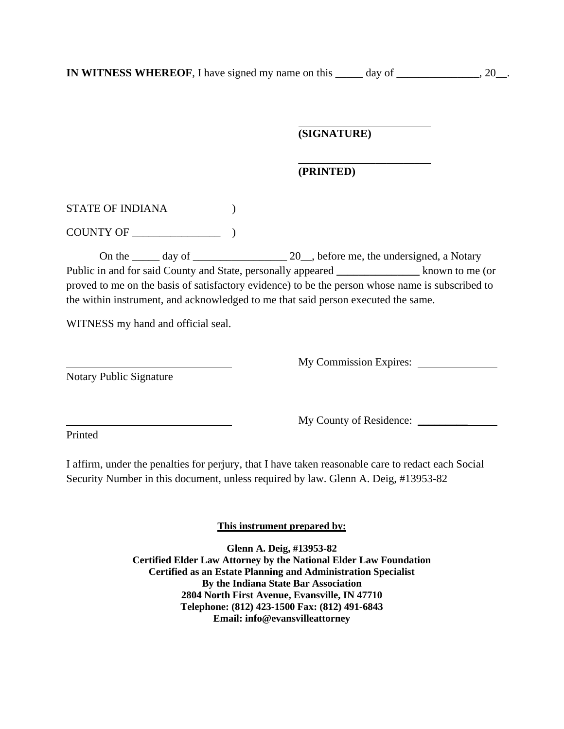**IN WITNESS WHEREOF**, I have signed my name on this _____ day of _______________, 20__.

________________________
**(SIGNATURE)**

________________________
**(PRINTED)**

STATE OF INDIANA )

COUNTY OF ________________ )

On the _____ day of _________________ 20__, before me, the undersigned, a Notary Public in and for said County and State, personally appeared _______________ known to me (or proved to me on the basis of satisfactory evidence) to be the person whose name is subscribed to the within instrument, and acknowledged to me that said person executed the same.

WITNESS my hand and official seal.

______________________________ My Commission Expires: ______________

Notary Public Signature

______________________________ My County of Residence: ______________

Printed

I affirm, under the penalties for perjury, that I have taken reasonable care to redact each Social Security Number in this document, unless required by law. Glenn A. Deig, #13953-82

**This instrument prepared by:**

**Glenn A. Deig, #13953-82**
**Certified Elder Law Attorney by the National Elder Law Foundation**
**Certified as an Estate Planning and Administration Specialist**
**By the Indiana State Bar Association**
**2804 North First Avenue, Evansville, IN 47710**
**Telephone: (812) 423-1500 Fax: (812) 491-6843**
**Email: info@evansvilleattorney**